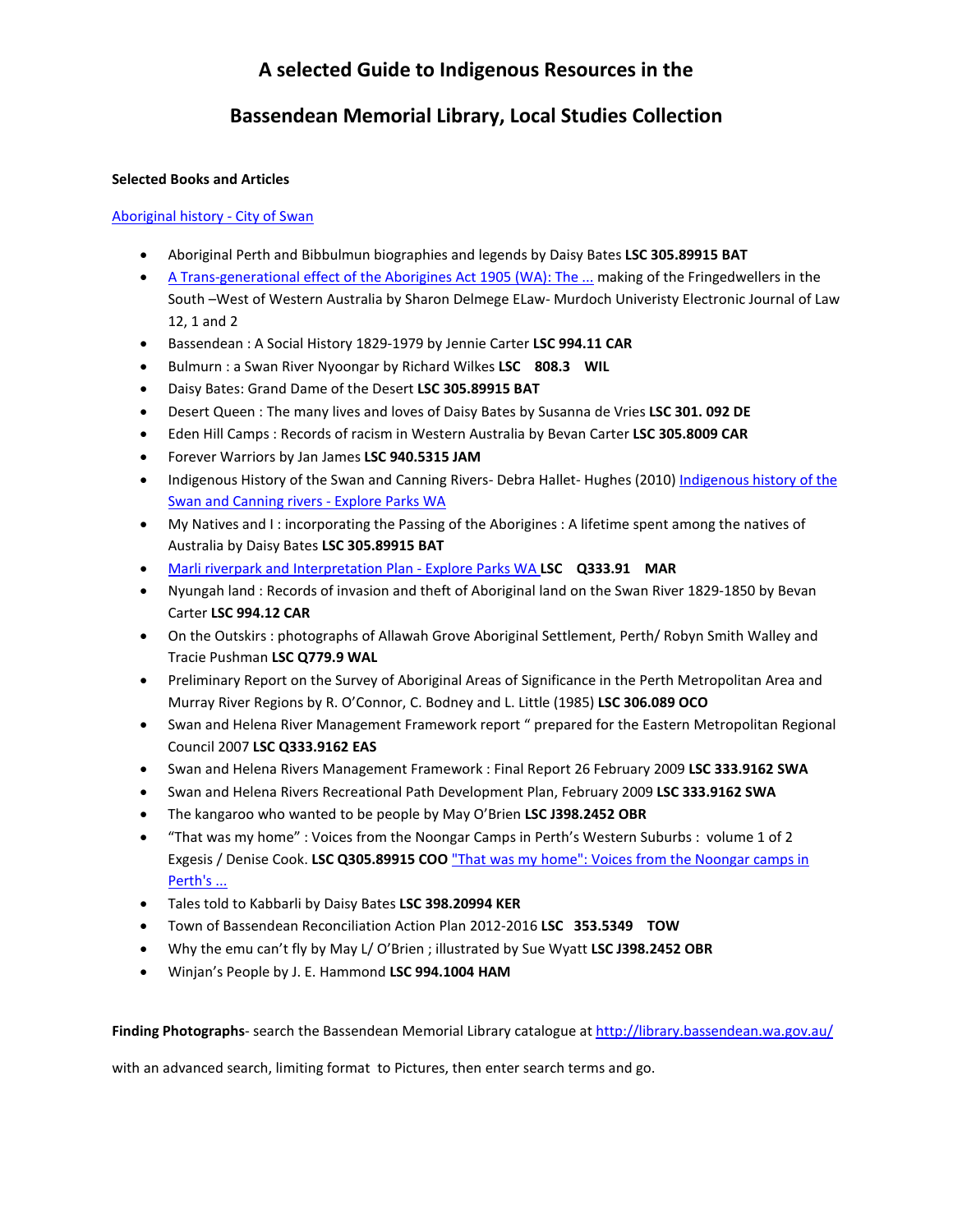# A selected Guide to Indigenous Resources in the

# Bassendean Memorial Library, Local Studies Collection

**Selected Books and Articles**

Aboriginal history - City of Swan

- Aboriginal Perth and Bibbulmun biographies and legends by Daisy Bates **LSC 305.89915 BAT**
- A Trans-generational effect of the Aborigines Act 1905 (WA): The ... making of the Fringedwellers in the South –West of Western Australia by Sharon Delmege ELaw- Murdoch Univeristy Electronic Journal of Law 12, 1 and 2
- Bassendean : A Social History 1829-1979 by Jennie Carter **LSC 994.11 CAR**
- Bulmurn : a Swan River Nyoongar by Richard Wilkes **LSC 808.3 WIL**
- Daisy Bates: Grand Dame of the Desert **LSC 305.89915 BAT**
- Desert Queen : The many lives and loves of Daisy Bates by Susanna de Vries **LSC 301. 092 DE**
- Eden Hill Camps : Records of racism in Western Australia by Bevan Carter **LSC 305.8009 CAR**
- Forever Warriors by Jan James **LSC 940.5315 JAM**
- Indigenous History of the Swan and Canning Rivers- Debra Hallet- Hughes (2010) Indigenous history of the Swan and Canning rivers - Explore Parks WA
- My Natives and I : incorporating the Passing of the Aborigines : A lifetime spent among the natives of Australia by Daisy Bates **LSC 305.89915 BAT**
- Marli riverpark and Interpretation Plan - Explore Parks WA **LSC Q333.91 MAR**
- Nyungah land : Records of invasion and theft of Aboriginal land on the Swan River 1829-1850 by Bevan Carter **LSC 994.12 CAR**
- On the Outskirs : photographs of Allawah Grove Aboriginal Settlement, Perth/ Robyn Smith Walley and Tracie Pushman **LSC Q779.9 WAL**
- Preliminary Report on the Survey of Aboriginal Areas of Significance in the Perth Metropolitan Area and Murray River Regions by R. O'Connor, C. Bodney and L. Little (1985) **LSC 306.089 OCO**
- Swan and Helena River Management Framework report " prepared for the Eastern Metropolitan Regional Council 2007 **LSC Q333.9162 EAS**
- Swan and Helena Rivers Management Framework : Final Report 26 February 2009 **LSC 333.9162 SWA**
- Swan and Helena Rivers Recreational Path Development Plan, February 2009 **LSC 333.9162 SWA**
- The kangaroo who wanted to be people by May O'Brien **LSC J398.2452 OBR**
- "That was my home" : Voices from the Noongar Camps in Perth's Western Suburbs : volume 1 of 2 Exgesis / Denise Cook. **LSC Q305.89915 COO** "That was my home": Voices from the Noongar camps in Perth's ...
- Tales told to Kabbarli by Daisy Bates **LSC 398.20994 KER**
- Town of Bassendean Reconciliation Action Plan 2012-2016 **LSC 353.5349 TOW**
- Why the emu can't fly by May L/ O'Brien ; illustrated by Sue Wyatt **LSC J398.2452 OBR**
- Winjan's People by J. E. Hammond **LSC 994.1004 HAM**

**Finding Photographs**- search the Bassendean Memorial Library catalogue at http://library.bassendean.wa.gov.au/

with an advanced search, limiting format to Pictures, then enter search terms and go.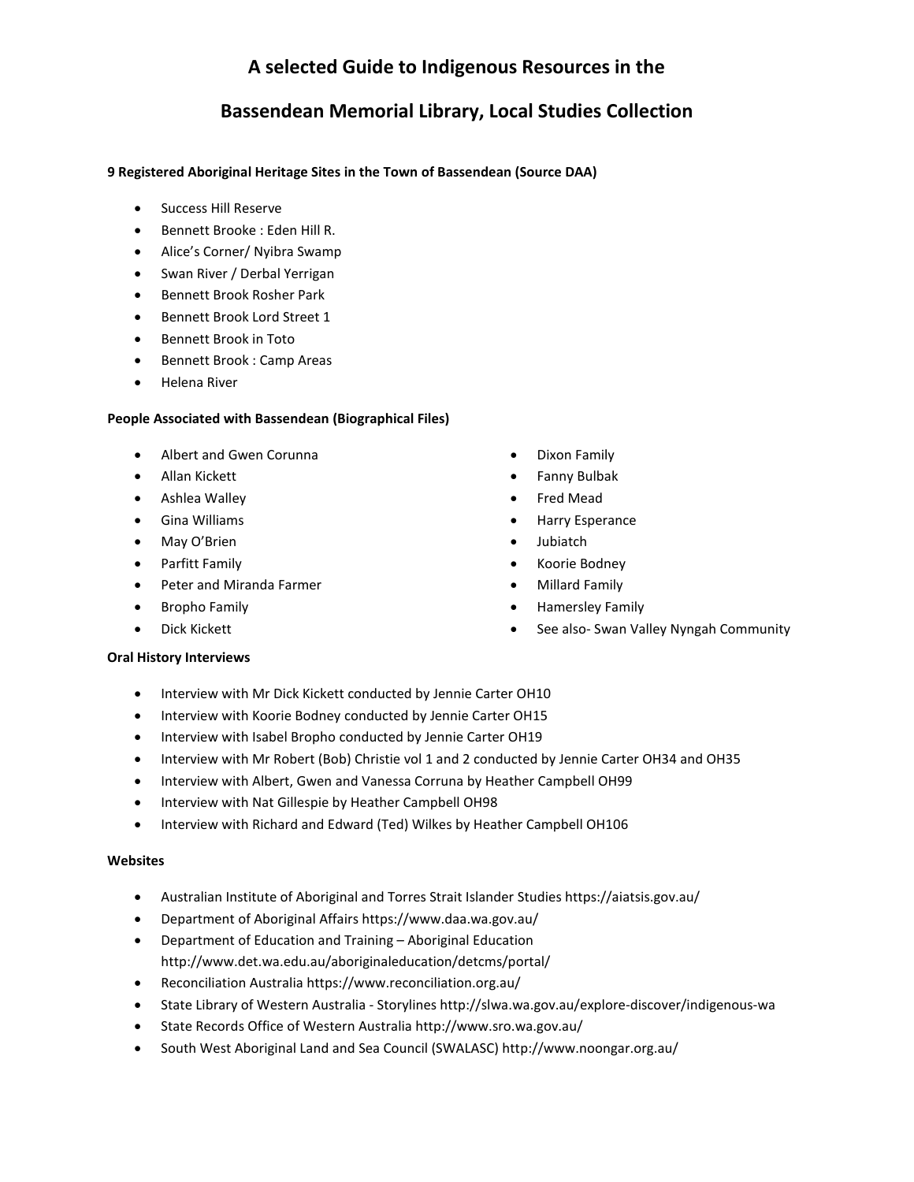# A selected Guide to Indigenous Resources in the

# Bassendean Memorial Library, Local Studies Collection

**9 Registered Aboriginal Heritage Sites in the Town of Bassendean (Source DAA)**

- Success Hill Reserve
- Bennett Brooke : Eden Hill R.
- Alice's Corner/ Nyibra Swamp
- Swan River / Derbal Yerrigan
- Bennett Brook Rosher Park
- Bennett Brook Lord Street 1
- Bennett Brook in Toto
- Bennett Brook : Camp Areas
- Helena River

**People Associated with Bassendean (Biographical Files)**

- Albert and Gwen Corunna
- Allan Kickett
- Ashlea Walley
- Gina Williams
- May O'Brien
- Parfitt Family
- Peter and Miranda Farmer
- Bropho Family
- Dick Kickett
- Dixon Family
- Fanny Bulbak
- Fred Mead
- Harry Esperance
- Jubiatch
- Koorie Bodney
- Millard Family
- Hamersley Family
- See also- Swan Valley Nyngah Community

**Oral History Interviews**

- Interview with Mr Dick Kickett conducted by Jennie Carter OH10
- Interview with Koorie Bodney conducted by Jennie Carter OH15
- Interview with Isabel Bropho conducted by Jennie Carter OH19
- Interview with Mr Robert (Bob) Christie vol 1 and 2 conducted by Jennie Carter OH34 and OH35
- Interview with Albert, Gwen and Vanessa Corruna by Heather Campbell OH99
- Interview with Nat Gillespie by Heather Campbell OH98
- Interview with Richard and Edward (Ted) Wilkes by Heather Campbell OH106

**Websites**

- Australian Institute of Aboriginal and Torres Strait Islander Studies https://aiatsis.gov.au/
- Department of Aboriginal Affairs https://www.daa.wa.gov.au/
- Department of Education and Training – Aboriginal Education http://www.det.wa.edu.au/aboriginaleducation/detcms/portal/
- Reconciliation Australia https://www.reconciliation.org.au/
- State Library of Western Australia - Storylines http://slwa.wa.gov.au/explore-discover/indigenous-wa
- State Records Office of Western Australia http://www.sro.wa.gov.au/
- South West Aboriginal Land and Sea Council (SWALASC) http://www.noongar.org.au/